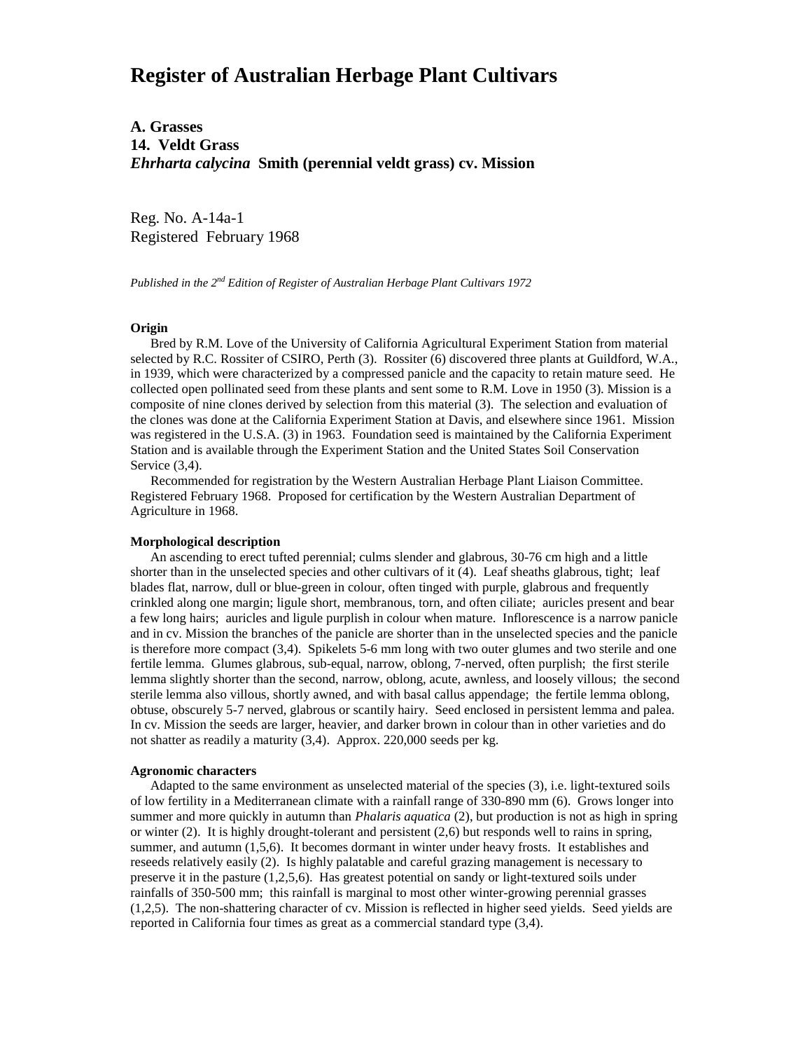# Register of Australian Herbage Plant Cultivars

## A. Grasses

## 14. Veldt Grass

## *Ehrharta calycina* Smith (perennial veldt grass) cv. Mission

Reg. No. A-14a-1
Registered February 1968

*Published in the 2nd Edition of Register of Australian Herbage Plant Cultivars 1972*

**Origin**

Bred by R.M. Love of the University of California Agricultural Experiment Station from material selected by R.C. Rossiter of CSIRO, Perth (3). Rossiter (6) discovered three plants at Guildford, W.A., in 1939, which were characterized by a compressed panicle and the capacity to retain mature seed. He collected open pollinated seed from these plants and sent some to R.M. Love in 1950 (3). Mission is a composite of nine clones derived by selection from this material (3). The selection and evaluation of the clones was done at the California Experiment Station at Davis, and elsewhere since 1961. Mission was registered in the U.S.A. (3) in 1963. Foundation seed is maintained by the California Experiment Station and is available through the Experiment Station and the United States Soil Conservation Service (3,4).

Recommended for registration by the Western Australian Herbage Plant Liaison Committee. Registered February 1968. Proposed for certification by the Western Australian Department of Agriculture in 1968.

**Morphological description**

An ascending to erect tufted perennial; culms slender and glabrous, 30-76 cm high and a little shorter than in the unselected species and other cultivars of it (4). Leaf sheaths glabrous, tight; leaf blades flat, narrow, dull or blue-green in colour, often tinged with purple, glabrous and frequently crinkled along one margin; ligule short, membranous, torn, and often ciliate; auricles present and bear a few long hairs; auricles and ligule purplish in colour when mature. Inflorescence is a narrow panicle and in cv. Mission the branches of the panicle are shorter than in the unselected species and the panicle is therefore more compact (3,4). Spikelets 5-6 mm long with two outer glumes and two sterile and one fertile lemma. Glumes glabrous, sub-equal, narrow, oblong, 7-nerved, often purplish; the first sterile lemma slightly shorter than the second, narrow, oblong, acute, awnless, and loosely villous; the second sterile lemma also villous, shortly awned, and with basal callus appendage; the fertile lemma oblong, obtuse, obscurely 5-7 nerved, glabrous or scantily hairy. Seed enclosed in persistent lemma and palea. In cv. Mission the seeds are larger, heavier, and darker brown in colour than in other varieties and do not shatter as readily a maturity (3,4). Approx. 220,000 seeds per kg.

**Agronomic characters**

Adapted to the same environment as unselected material of the species (3), i.e. light-textured soils of low fertility in a Mediterranean climate with a rainfall range of 330-890 mm (6). Grows longer into summer and more quickly in autumn than *Phalaris aquatica* (2), but production is not as high in spring or winter (2). It is highly drought-tolerant and persistent (2,6) but responds well to rains in spring, summer, and autumn (1,5,6). It becomes dormant in winter under heavy frosts. It establishes and reseeds relatively easily (2). Is highly palatable and careful grazing management is necessary to preserve it in the pasture (1,2,5,6). Has greatest potential on sandy or light-textured soils under rainfalls of 350-500 mm; this rainfall is marginal to most other winter-growing perennial grasses (1,2,5). The non-shattering character of cv. Mission is reflected in higher seed yields. Seed yields are reported in California four times as great as a commercial standard type (3,4).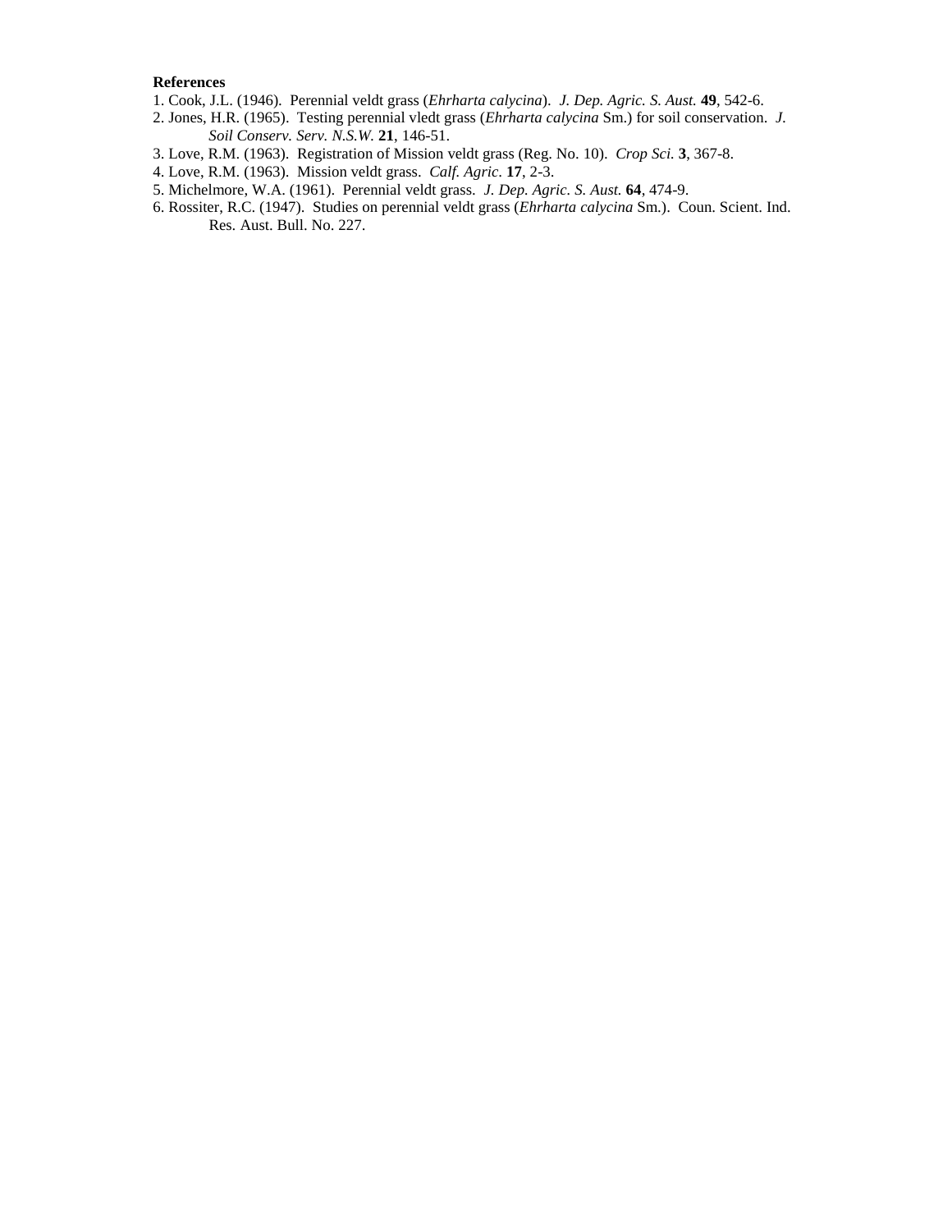**References**

1. Cook, J.L. (1946). Perennial veldt grass (*Ehrharta calycina*). *J. Dep. Agric. S. Aust.* **49**, 542-6.
2. Jones, H.R. (1965). Testing perennial vledt grass (*Ehrharta calycina* Sm.) for soil conservation. *J. Soil Conserv. Serv. N.S.W.* **21**, 146-51.
3. Love, R.M. (1963). Registration of Mission veldt grass (Reg. No. 10). *Crop Sci.* **3**, 367-8.
4. Love, R.M. (1963). Mission veldt grass. *Calf. Agric*. **17**, 2-3.
5. Michelmore, W.A. (1961). Perennial veldt grass. *J. Dep. Agric. S. Aust.* **64**, 474-9.
6. Rossiter, R.C. (1947). Studies on perennial veldt grass (*Ehrharta calycina* Sm.). Coun. Scient. Ind. Res. Aust. Bull. No. 227.